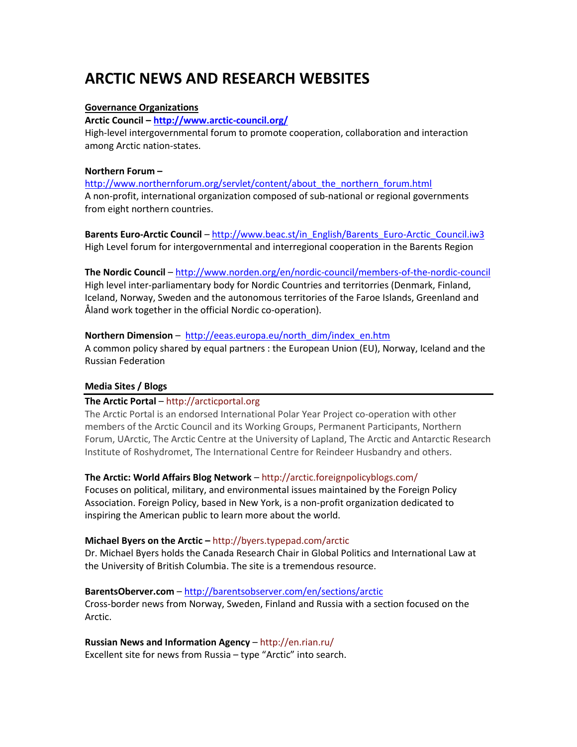# ARCTIC NEWS AND RESEARCH WEBSITES

**Governance Organizations**

**Arctic Council – http://www.arctic-council.org/**
High-level intergovernmental forum to promote cooperation, collaboration and interaction among Arctic nation-states.

**Northern Forum –**
http://www.northernforum.org/servlet/content/about_the_northern_forum.html
A non-profit, international organization composed of sub-national or regional governments from eight northern countries.

**Barents Euro-Arctic Council** – http://www.beac.st/in_English/Barents_Euro-Arctic_Council.iw3
High Level forum for intergovernmental and interregional cooperation in the Barents Region

**The Nordic Council** – http://www.norden.org/en/nordic-council/members-of-the-nordic-council
High level inter-parliamentary body for Nordic Countries and territorries (Denmark, Finland, Iceland, Norway, Sweden and the autonomous territories of the Faroe Islands, Greenland and Åland work together in the official Nordic co-operation).

**Northern Dimension** – http://eeas.europa.eu/north_dim/index_en.htm
A common policy shared by equal partners : the European Union (EU), Norway, Iceland and the Russian Federation

**Media Sites / Blogs**

**The Arctic Portal** – http://arcticportal.org
The Arctic Portal is an endorsed International Polar Year Project co-operation with other members of the Arctic Council and its Working Groups, Permanent Participants, Northern Forum, UArctic, The Arctic Centre at the University of Lapland, The Arctic and Antarctic Research Institute of Roshydromet, The International Centre for Reindeer Husbandry and others.

**The Arctic: World Affairs Blog Network** – http://arctic.foreignpolicyblogs.com/
Focuses on political, military, and environmental issues maintained by the Foreign Policy Association. Foreign Policy, based in New York, is a non-profit organization dedicated to inspiring the American public to learn more about the world.

**Michael Byers on the Arctic –** http://byers.typepad.com/arctic
Dr. Michael Byers holds the Canada Research Chair in Global Politics and International Law at the University of British Columbia. The site is a tremendous resource.

**BarentsOberver.com** – http://barentsobserver.com/en/sections/arctic
Cross-border news from Norway, Sweden, Finland and Russia with a section focused on the Arctic.

**Russian News and Information Agency** – http://en.rian.ru/
Excellent site for news from Russia – type "Arctic" into search.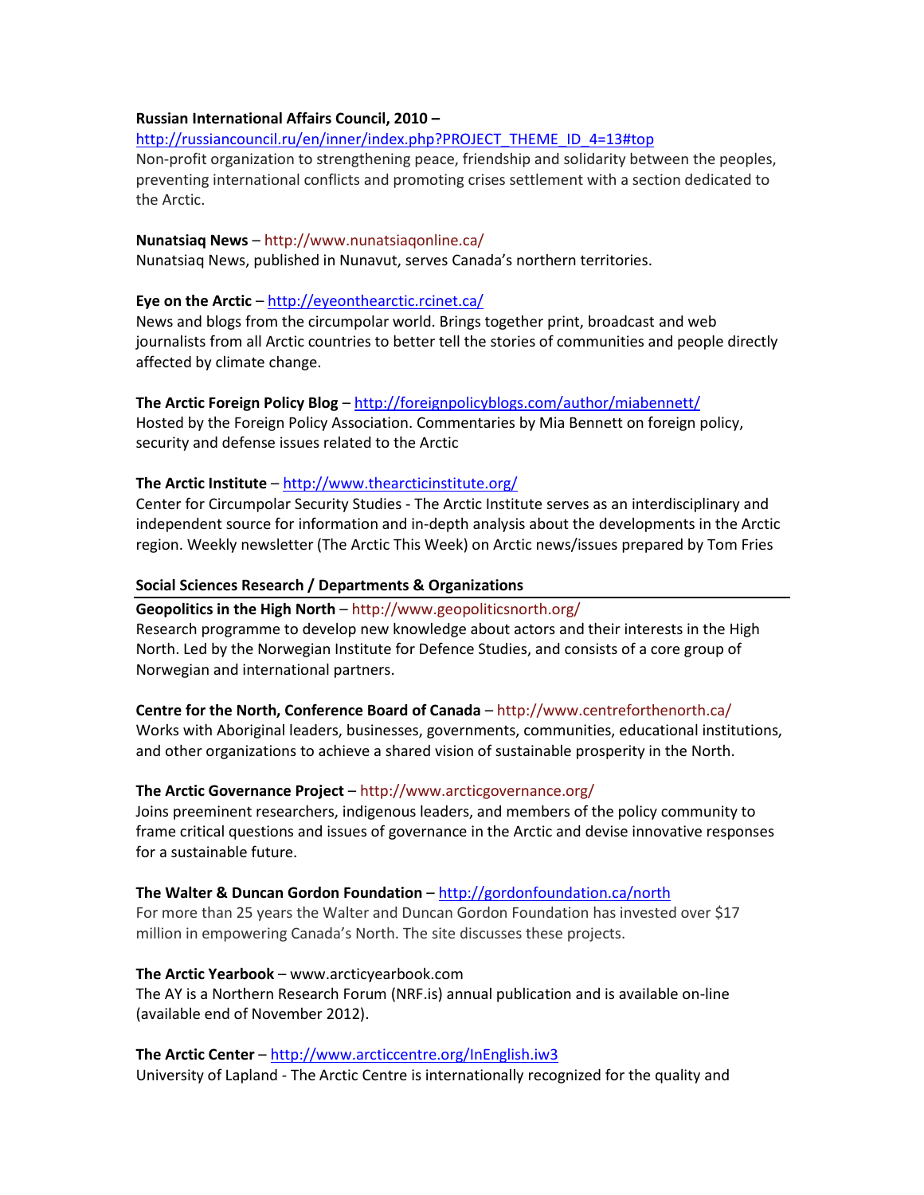**Russian International Affairs Council, 2010 –**
http://russiancouncil.ru/en/inner/index.php?PROJECT_THEME_ID_4=13#top
Non-profit organization to strengthening peace, friendship and solidarity between the peoples, preventing international conflicts and promoting crises settlement with a section dedicated to the Arctic.

**Nunatsiaq News** – http://www.nunatsiaqonline.ca/
Nunatsiaq News, published in Nunavut, serves Canada's northern territories.

**Eye on the Arctic** – http://eyeonthearctic.rcinet.ca/
News and blogs from the circumpolar world. Brings together print, broadcast and web journalists from all Arctic countries to better tell the stories of communities and people directly affected by climate change.

**The Arctic Foreign Policy Blog** – http://foreignpolicyblogs.com/author/miabennett/
Hosted by the Foreign Policy Association. Commentaries by Mia Bennett on foreign policy, security and defense issues related to the Arctic

**The Arctic Institute** – http://www.thearcticinstitute.org/
Center for Circumpolar Security Studies - The Arctic Institute serves as an interdisciplinary and independent source for information and in-depth analysis about the developments in the Arctic region. Weekly newsletter (The Arctic This Week) on Arctic news/issues prepared by Tom Fries

## Social Sciences Research / Departments & Organizations

**Geopolitics in the High North** – http://www.geopoliticsnorth.org/
Research programme to develop new knowledge about actors and their interests in the High North. Led by the Norwegian Institute for Defence Studies, and consists of a core group of Norwegian and international partners.

**Centre for the North, Conference Board of Canada** – http://www.centreforthenorth.ca/
Works with Aboriginal leaders, businesses, governments, communities, educational institutions, and other organizations to achieve a shared vision of sustainable prosperity in the North.

**The Arctic Governance Project** – http://www.arcticgovernance.org/
Joins preeminent researchers, indigenous leaders, and members of the policy community to frame critical questions and issues of governance in the Arctic and devise innovative responses for a sustainable future.

**The Walter & Duncan Gordon Foundation** – http://gordonfoundation.ca/north
For more than 25 years the Walter and Duncan Gordon Foundation has invested over $17 million in empowering Canada's North. The site discusses these projects.

**The Arctic Yearbook** – www.arcticyearbook.com
The AY is a Northern Research Forum (NRF.is) annual publication and is available on-line (available end of November 2012).

**The Arctic Center** – http://www.arcticcentre.org/InEnglish.iw3
University of Lapland - The Arctic Centre is internationally recognized for the quality and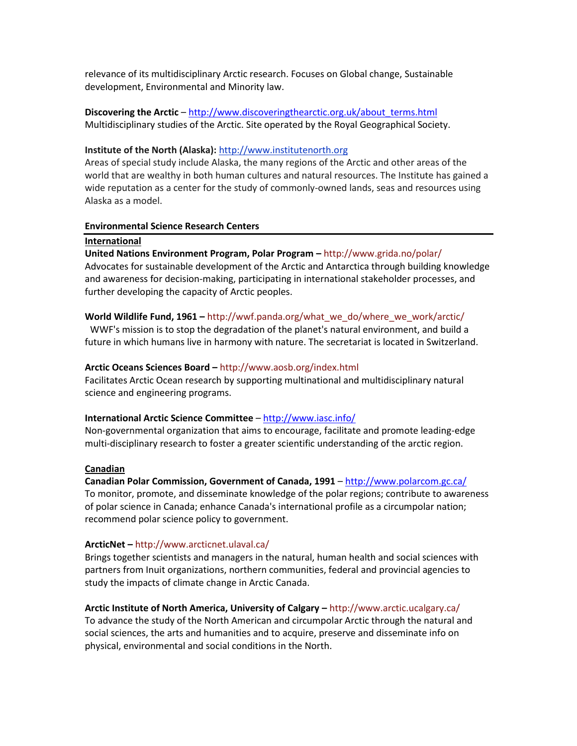relevance of its multidisciplinary Arctic research. Focuses on Global change, Sustainable development, Environmental and Minority law.

**Discovering the Arctic** – http://www.discoveringthearctic.org.uk/about_terms.html
Multidisciplinary studies of the Arctic. Site operated by the Royal Geographical Society.

**Institute of the North (Alaska):** http://www.institutenorth.org
Areas of special study include Alaska, the many regions of the Arctic and other areas of the world that are wealthy in both human cultures and natural resources. The Institute has gained a wide reputation as a center for the study of commonly-owned lands, seas and resources using Alaska as a model.

**Environmental Science Research Centers**

---

**International**

**United Nations Environment Program, Polar Program –** http://www.grida.no/polar/
Advocates for sustainable development of the Arctic and Antarctica through building knowledge and awareness for decision-making, participating in international stakeholder processes, and further developing the capacity of Arctic peoples.

**World Wildlife Fund, 1961 –** http://wwf.panda.org/what_we_do/where_we_work/arctic/
WWF's mission is to stop the degradation of the planet's natural environment, and build a future in which humans live in harmony with nature. The secretariat is located in Switzerland.

**Arctic Oceans Sciences Board –** http://www.aosb.org/index.html
Facilitates Arctic Ocean research by supporting multinational and multidisciplinary natural science and engineering programs.

**International Arctic Science Committee** – http://www.iasc.info/
Non-governmental organization that aims to encourage, facilitate and promote leading-edge multi-disciplinary research to foster a greater scientific understanding of the arctic region.

**Canadian**

**Canadian Polar Commission, Government of Canada, 1991** – http://www.polarcom.gc.ca/
To monitor, promote, and disseminate knowledge of the polar regions; contribute to awareness of polar science in Canada; enhance Canada's international profile as a circumpolar nation; recommend polar science policy to government.

**ArcticNet –** http://www.arcticnet.ulaval.ca/
Brings together scientists and managers in the natural, human health and social sciences with partners from Inuit organizations, northern communities, federal and provincial agencies to study the impacts of climate change in Arctic Canada.

**Arctic Institute of North America, University of Calgary –** http://www.arctic.ucalgary.ca/
To advance the study of the North American and circumpolar Arctic through the natural and social sciences, the arts and humanities and to acquire, preserve and disseminate info on physical, environmental and social conditions in the North.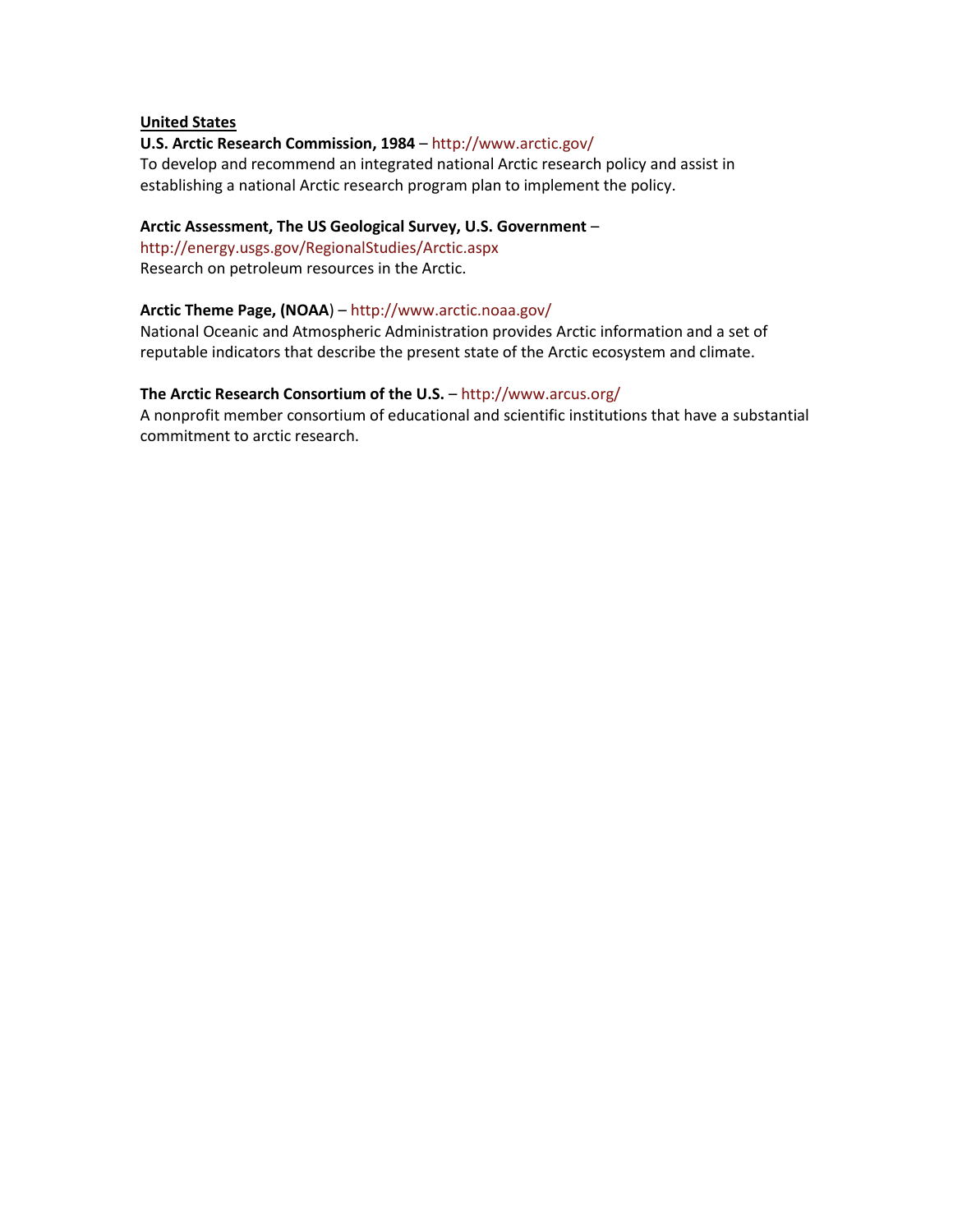<u>**United States**</u>

**U.S. Arctic Research Commission, 1984** – http://www.arctic.gov/
To develop and recommend an integrated national Arctic research policy and assist in establishing a national Arctic research program plan to implement the policy.

**Arctic Assessment, The US Geological Survey, U.S. Government** –
http://energy.usgs.gov/RegionalStudies/Arctic.aspx
Research on petroleum resources in the Arctic.

**Arctic Theme Page, (NOAA**) – http://www.arctic.noaa.gov/
National Oceanic and Atmospheric Administration provides Arctic information and a set of reputable indicators that describe the present state of the Arctic ecosystem and climate.

**The Arctic Research Consortium of the U.S.** – http://www.arcus.org/
A nonprofit member consortium of educational and scientific institutions that have a substantial commitment to arctic research.